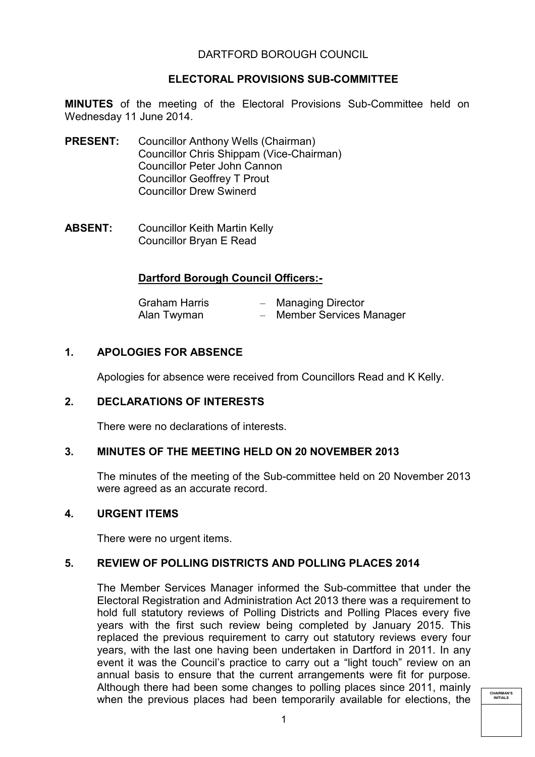DARTFORD BOROUGH COUNCIL

**ELECTORAL PROVISIONS SUB-COMMITTEE**

**MINUTES** of the meeting of the Electoral Provisions Sub-Committee held on Wednesday 11 June 2014.

**PRESENT:** Councillor Anthony Wells (Chairman)
Councillor Chris Shippam (Vice-Chairman)
Councillor Peter John Cannon
Councillor Geoffrey T Prout
Councillor Drew Swinerd

**ABSENT:** Councillor Keith Martin Kelly
Councillor Bryan E Read

**Dartford Borough Council Officers:-**

Graham Harris – Managing Director
Alan Twyman – Member Services Manager

## 1. APOLOGIES FOR ABSENCE

Apologies for absence were received from Councillors Read and K Kelly.

## 2. DECLARATIONS OF INTERESTS

There were no declarations of interests.

## 3. MINUTES OF THE MEETING HELD ON 20 NOVEMBER 2013

The minutes of the meeting of the Sub-committee held on 20 November 2013 were agreed as an accurate record.

## 4. URGENT ITEMS

There were no urgent items.

## 5. REVIEW OF POLLING DISTRICTS AND POLLING PLACES 2014

The Member Services Manager informed the Sub-committee that under the Electoral Registration and Administration Act 2013 there was a requirement to hold full statutory reviews of Polling Districts and Polling Places every five years with the first such review being completed by January 2015. This replaced the previous requirement to carry out statutory reviews every four years, with the last one having been undertaken in Dartford in 2011. In any event it was the Council's practice to carry out a "light touch" review on an annual basis to ensure that the current arrangements were fit for purpose. Although there had been some changes to polling places since 2011, mainly when the previous places had been temporarily available for elections, the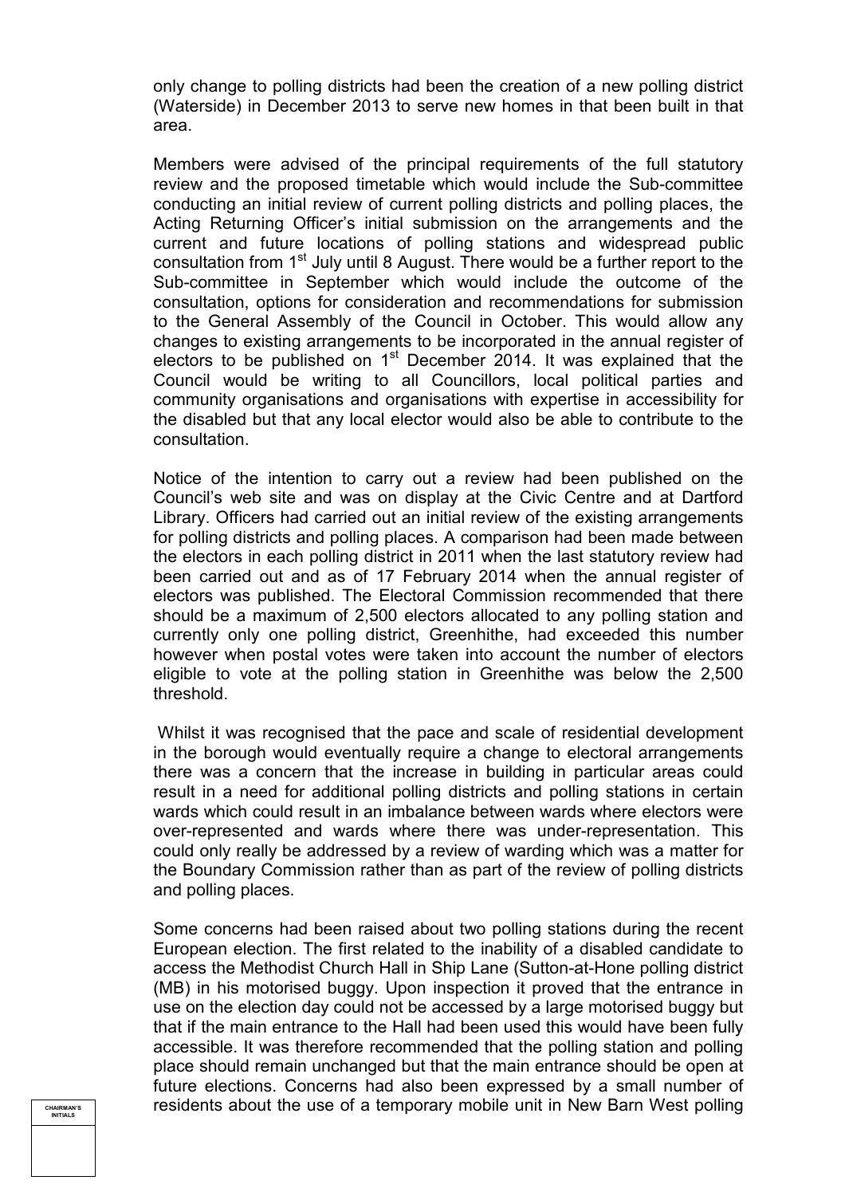only change to polling districts had been the creation of a new polling district (Waterside) in December 2013 to serve new homes in that been built in that area.

Members were advised of the principal requirements of the full statutory review and the proposed timetable which would include the Sub-committee conducting an initial review of current polling districts and polling places, the Acting Returning Officer's initial submission on the arrangements and the current and future locations of polling stations and widespread public consultation from 1st July until 8 August. There would be a further report to the Sub-committee in September which would include the outcome of the consultation, options for consideration and recommendations for submission to the General Assembly of the Council in October. This would allow any changes to existing arrangements to be incorporated in the annual register of electors to be published on 1st December 2014. It was explained that the Council would be writing to all Councillors, local political parties and community organisations and organisations with expertise in accessibility for the disabled but that any local elector would also be able to contribute to the consultation.

Notice of the intention to carry out a review had been published on the Council's web site and was on display at the Civic Centre and at Dartford Library. Officers had carried out an initial review of the existing arrangements for polling districts and polling places. A comparison had been made between the electors in each polling district in 2011 when the last statutory review had been carried out and as of 17 February 2014 when the annual register of electors was published. The Electoral Commission recommended that there should be a maximum of 2,500 electors allocated to any polling station and currently only one polling district, Greenhithe, had exceeded this number however when postal votes were taken into account the number of electors eligible to vote at the polling station in Greenhithe was below the 2,500 threshold.

Whilst it was recognised that the pace and scale of residential development in the borough would eventually require a change to electoral arrangements there was a concern that the increase in building in particular areas could result in a need for additional polling districts and polling stations in certain wards which could result in an imbalance between wards where electors were over-represented and wards where there was under-representation. This could only really be addressed by a review of warding which was a matter for the Boundary Commission rather than as part of the review of polling districts and polling places.

Some concerns had been raised about two polling stations during the recent European election. The first related to the inability of a disabled candidate to access the Methodist Church Hall in Ship Lane (Sutton-at-Hone polling district (MB) in his motorised buggy. Upon inspection it proved that the entrance in use on the election day could not be accessed by a large motorised buggy but that if the main entrance to the Hall had been used this would have been fully accessible. It was therefore recommended that the polling station and polling place should remain unchanged but that the main entrance should be open at future elections. Concerns had also been expressed by a small number of residents about the use of a temporary mobile unit in New Barn West polling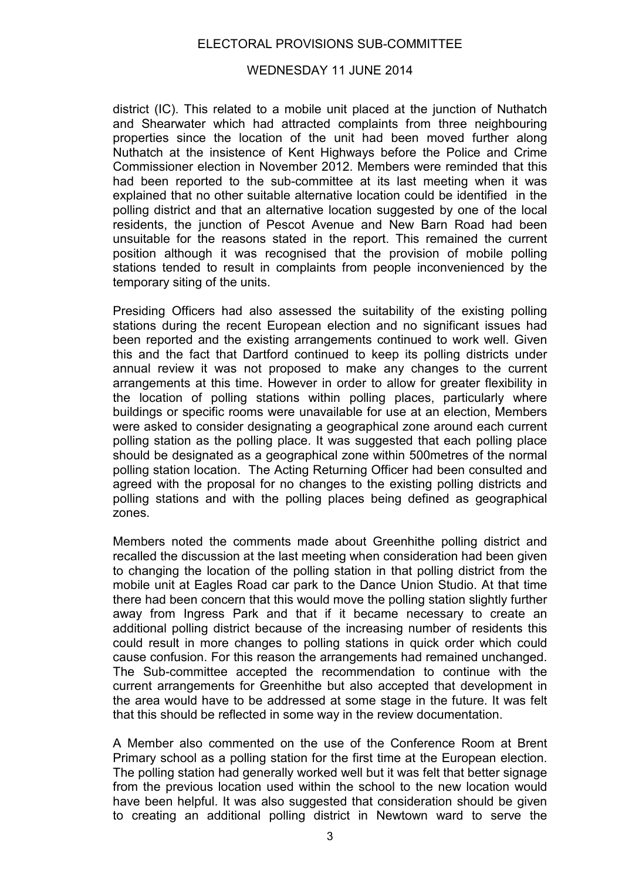district (IC). This related to a mobile unit placed at the junction of Nuthatch and Shearwater which had attracted complaints from three neighbouring properties since the location of the unit had been moved further along Nuthatch at the insistence of Kent Highways before the Police and Crime Commissioner election in November 2012. Members were reminded that this had been reported to the sub-committee at its last meeting when it was explained that no other suitable alternative location could be identified in the polling district and that an alternative location suggested by one of the local residents, the junction of Pescot Avenue and New Barn Road had been unsuitable for the reasons stated in the report. This remained the current position although it was recognised that the provision of mobile polling stations tended to result in complaints from people inconvenienced by the temporary siting of the units.

Presiding Officers had also assessed the suitability of the existing polling stations during the recent European election and no significant issues had been reported and the existing arrangements continued to work well. Given this and the fact that Dartford continued to keep its polling districts under annual review it was not proposed to make any changes to the current arrangements at this time. However in order to allow for greater flexibility in the location of polling stations within polling places, particularly where buildings or specific rooms were unavailable for use at an election, Members were asked to consider designating a geographical zone around each current polling station as the polling place. It was suggested that each polling place should be designated as a geographical zone within 500metres of the normal polling station location. The Acting Returning Officer had been consulted and agreed with the proposal for no changes to the existing polling districts and polling stations and with the polling places being defined as geographical zones.

Members noted the comments made about Greenhithe polling district and recalled the discussion at the last meeting when consideration had been given to changing the location of the polling station in that polling district from the mobile unit at Eagles Road car park to the Dance Union Studio. At that time there had been concern that this would move the polling station slightly further away from Ingress Park and that if it became necessary to create an additional polling district because of the increasing number of residents this could result in more changes to polling stations in quick order which could cause confusion. For this reason the arrangements had remained unchanged. The Sub-committee accepted the recommendation to continue with the current arrangements for Greenhithe but also accepted that development in the area would have to be addressed at some stage in the future. It was felt that this should be reflected in some way in the review documentation.

A Member also commented on the use of the Conference Room at Brent Primary school as a polling station for the first time at the European election. The polling station had generally worked well but it was felt that better signage from the previous location used within the school to the new location would have been helpful. It was also suggested that consideration should be given to creating an additional polling district in Newtown ward to serve the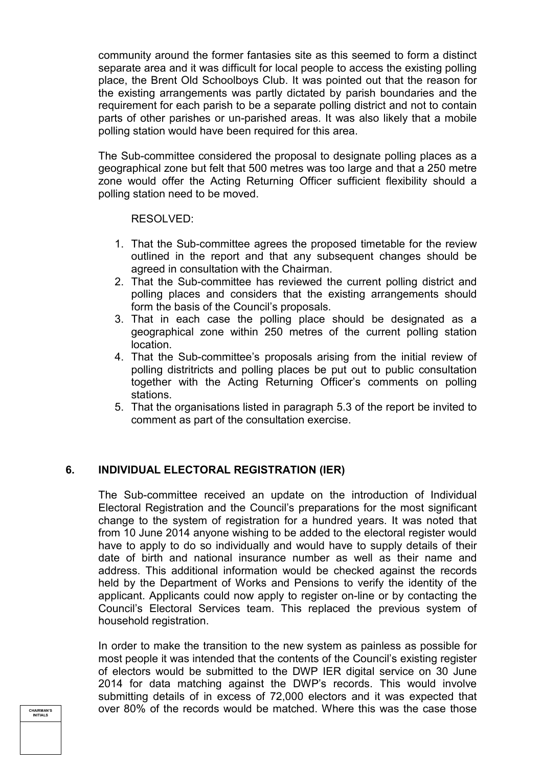community around the former fantasies site as this seemed to form a distinct separate area and it was difficult for local people to access the existing polling place, the Brent Old Schoolboys Club. It was pointed out that the reason for the existing arrangements was partly dictated by parish boundaries and the requirement for each parish to be a separate polling district and not to contain parts of other parishes or un-parished areas. It was also likely that a mobile polling station would have been required for this area.

The Sub-committee considered the proposal to designate polling places as a geographical zone but felt that 500 metres was too large and that a 250 metre zone would offer the Acting Returning Officer sufficient flexibility should a polling station need to be moved.

RESOLVED:

1. That the Sub-committee agrees the proposed timetable for the review outlined in the report and that any subsequent changes should be agreed in consultation with the Chairman.
2. That the Sub-committee has reviewed the current polling district and polling places and considers that the existing arrangements should form the basis of the Council's proposals.
3. That in each case the polling place should be designated as a geographical zone within 250 metres of the current polling station location.
4. That the Sub-committee's proposals arising from the initial review of polling distritricts and polling places be put out to public consultation together with the Acting Returning Officer's comments on polling stations.
5. That the organisations listed in paragraph 5.3 of the report be invited to comment as part of the consultation exercise.

## 6. INDIVIDUAL ELECTORAL REGISTRATION (IER)

The Sub-committee received an update on the introduction of Individual Electoral Registration and the Council's preparations for the most significant change to the system of registration for a hundred years. It was noted that from 10 June 2014 anyone wishing to be added to the electoral register would have to apply to do so individually and would have to supply details of their date of birth and national insurance number as well as their name and address. This additional information would be checked against the records held by the Department of Works and Pensions to verify the identity of the applicant. Applicants could now apply to register on-line or by contacting the Council's Electoral Services team. This replaced the previous system of household registration.

In order to make the transition to the new system as painless as possible for most people it was intended that the contents of the Council's existing register of electors would be submitted to the DWP IER digital service on 30 June 2014 for data matching against the DWP's records. This would involve submitting details of in excess of 72,000 electors and it was expected that over 80% of the records would be matched. Where this was the case those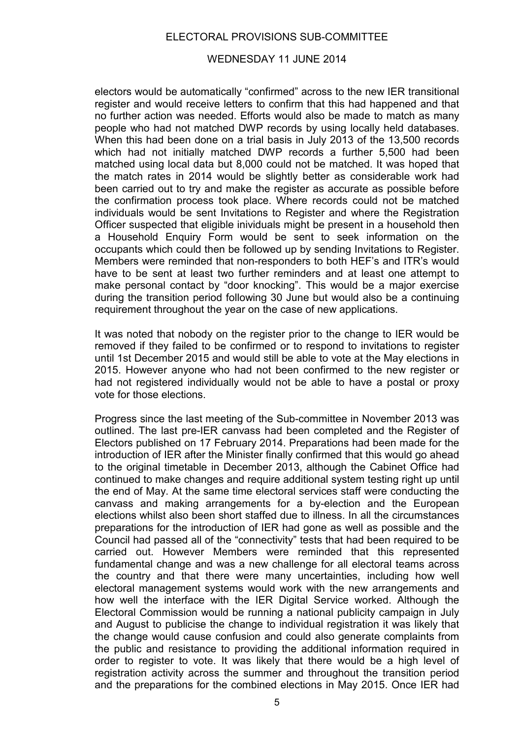electors would be automatically "confirmed" across to the new IER transitional register and would receive letters to confirm that this had happened and that no further action was needed. Efforts would also be made to match as many people who had not matched DWP records by using locally held databases. When this had been done on a trial basis in July 2013 of the 13,500 records which had not initially matched DWP records a further 5,500 had been matched using local data but 8,000 could not be matched. It was hoped that the match rates in 2014 would be slightly better as considerable work had been carried out to try and make the register as accurate as possible before the confirmation process took place. Where records could not be matched individuals would be sent Invitations to Register and where the Registration Officer suspected that eligible inividuals might be present in a household then a Household Enquiry Form would be sent to seek information on the occupants which could then be followed up by sending Invitations to Register. Members were reminded that non-responders to both HEF's and ITR's would have to be sent at least two further reminders and at least one attempt to make personal contact by "door knocking". This would be a major exercise during the transition period following 30 June but would also be a continuing requirement throughout the year on the case of new applications.

It was noted that nobody on the register prior to the change to IER would be removed if they failed to be confirmed or to respond to invitations to register until 1st December 2015 and would still be able to vote at the May elections in 2015. However anyone who had not been confirmed to the new register or had not registered individually would not be able to have a postal or proxy vote for those elections.

Progress since the last meeting of the Sub-committee in November 2013 was outlined. The last pre-IER canvass had been completed and the Register of Electors published on 17 February 2014. Preparations had been made for the introduction of IER after the Minister finally confirmed that this would go ahead to the original timetable in December 2013, although the Cabinet Office had continued to make changes and require additional system testing right up until the end of May. At the same time electoral services staff were conducting the canvass and making arrangements for a by-election and the European elections whilst also been short staffed due to illness. In all the circumstances preparations for the introduction of IER had gone as well as possible and the Council had passed all of the "connectivity" tests that had been required to be carried out. However Members were reminded that this represented fundamental change and was a new challenge for all electoral teams across the country and that there were many uncertainties, including how well electoral management systems would work with the new arrangements and how well the interface with the IER Digital Service worked. Although the Electoral Commission would be running a national publicity campaign in July and August to publicise the change to individual registration it was likely that the change would cause confusion and could also generate complaints from the public and resistance to providing the additional information required in order to register to vote. It was likely that there would be a high level of registration activity across the summer and throughout the transition period and the preparations for the combined elections in May 2015. Once IER had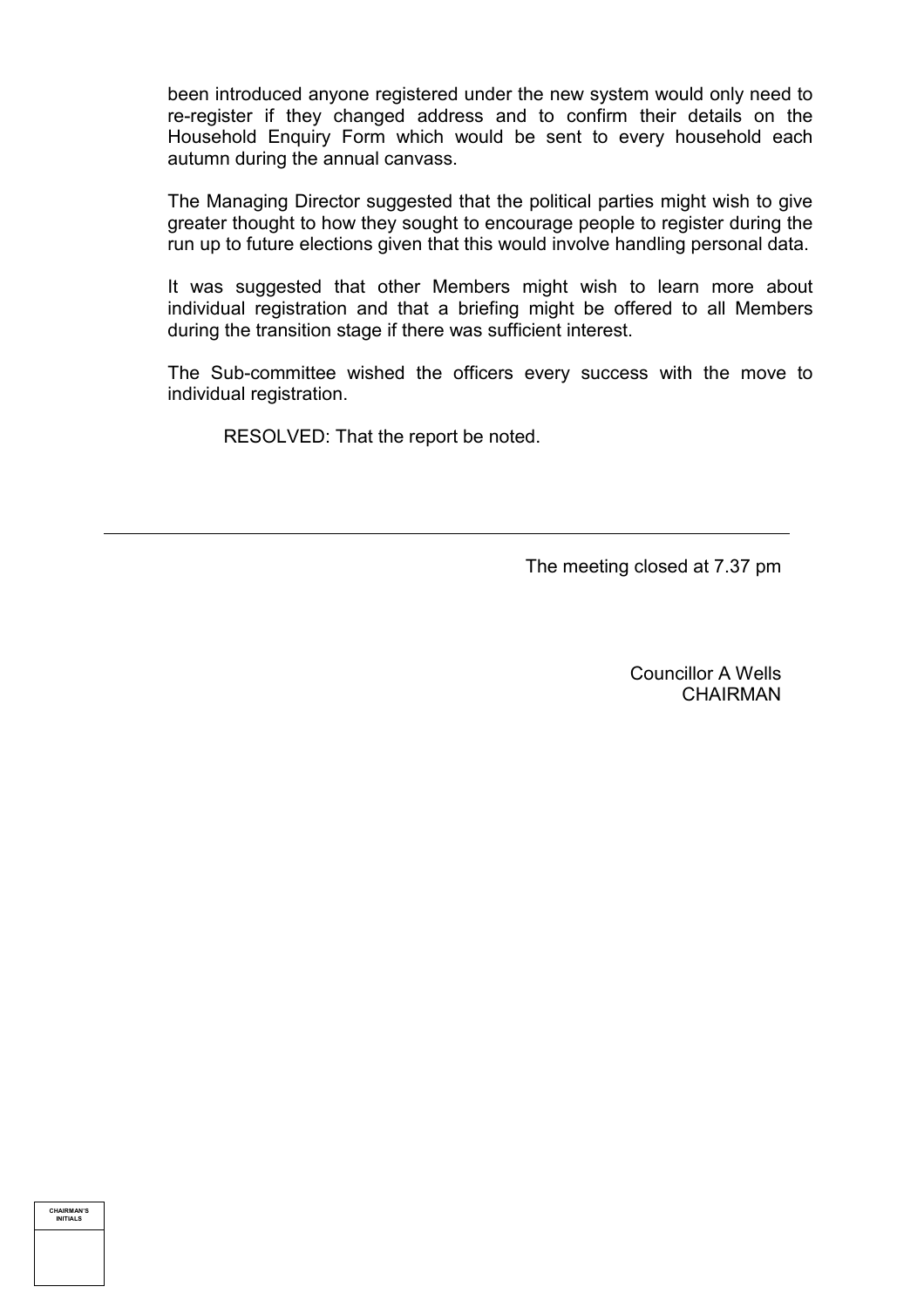been introduced anyone registered under the new system would only need to re-register if they changed address and to confirm their details on the Household Enquiry Form which would be sent to every household each autumn during the annual canvass.

The Managing Director suggested that the political parties might wish to give greater thought to how they sought to encourage people to register during the run up to future elections given that this would involve handling personal data.

It was suggested that other Members might wish to learn more about individual registration and that a briefing might be offered to all Members during the transition stage if there was sufficient interest.

The Sub-committee wished the officers every success with the move to individual registration.

RESOLVED: That the report be noted.

---

The meeting closed at 7.37 pm

Councillor A Wells
CHAIRMAN

| CHAIRMAN'S INITIALS |
| --- |
| |